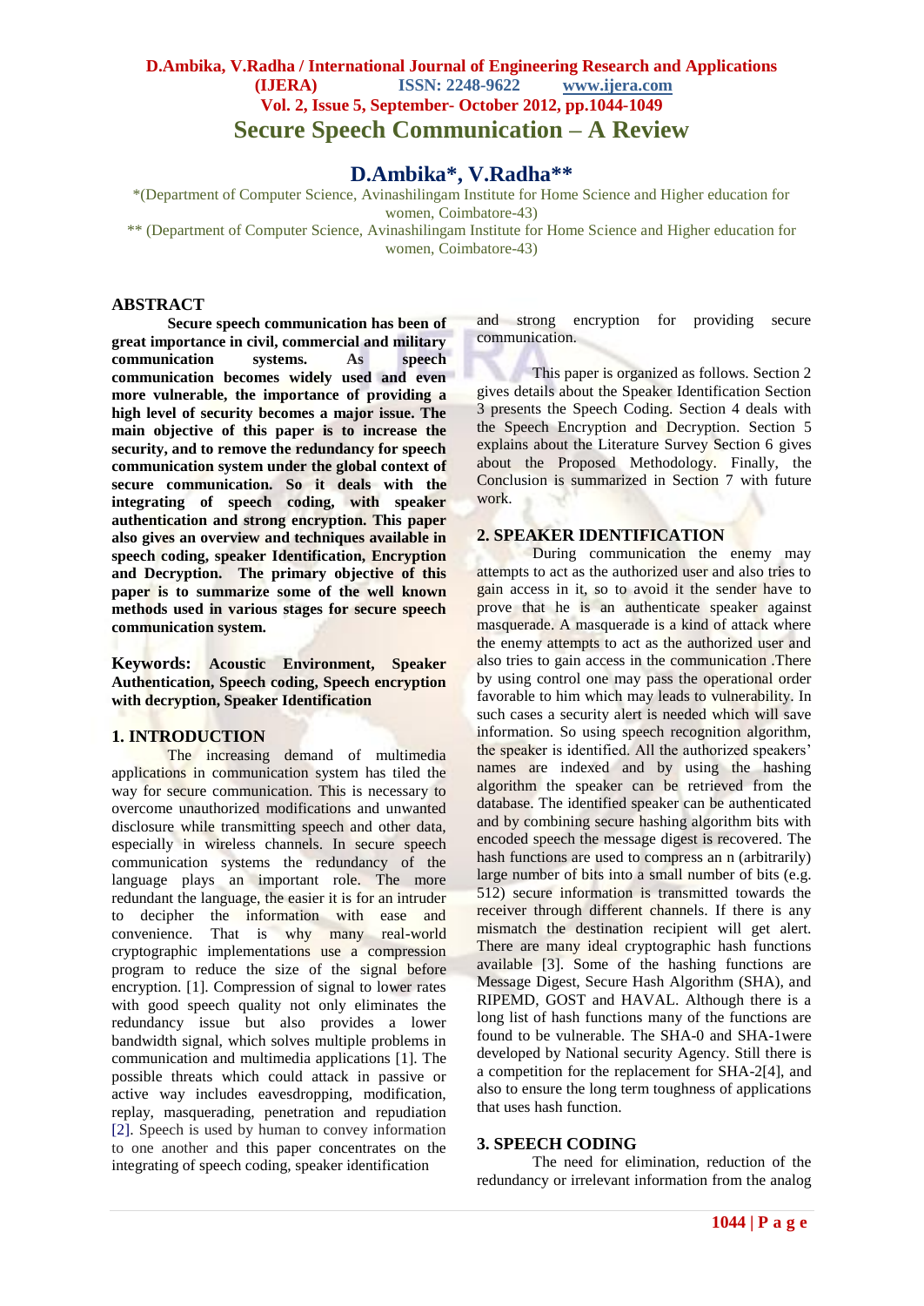# Secure Speech Communication – A Review

## D.Ambika*, V.Radha**

*(Department of Computer Science, Avinashilingam Institute for Home Science and Higher education for women, Coimbatore-43)

** (Department of Computer Science, Avinashilingam Institute for Home Science and Higher education for women, Coimbatore-43)

## ABSTRACT

**Secure speech communication has been of great importance in civil, commercial and military communication systems. As speech communication becomes widely used and even more vulnerable, the importance of providing a high level of security becomes a major issue. The main objective of this paper is to increase the security, and to remove the redundancy for speech communication system under the global context of secure communication. So it deals with the integrating of speech coding, with speaker authentication and strong encryption. This paper also gives an overview and techniques available in speech coding, speaker Identification, Encryption and Decryption. The primary objective of this paper is to summarize some of the well known methods used in various stages for secure speech communication system.**

**Keywords: Acoustic Environment, Speaker Authentication, Speech coding, Speech encryption with decryption, Speaker Identification**

## 1. INTRODUCTION

The increasing demand of multimedia applications in communication system has tiled the way for secure communication. This is necessary to overcome unauthorized modifications and unwanted disclosure while transmitting speech and other data, especially in wireless channels. In secure speech communication systems the redundancy of the language plays an important role. The more redundant the language, the easier it is for an intruder to decipher the information with ease and convenience. That is why many real-world cryptographic implementations use a compression program to reduce the size of the signal before encryption. [1]. Compression of signal to lower rates with good speech quality not only eliminates the redundancy issue but also provides a lower bandwidth signal, which solves multiple problems in communication and multimedia applications [1]. The possible threats which could attack in passive or active way includes eavesdropping, modification, replay, masquerading, penetration and repudiation [2]. Speech is used by human to convey information to one another and this paper concentrates on the integrating of speech coding, speaker identification and strong encryption for providing secure communication.

This paper is organized as follows. Section 2 gives details about the Speaker Identification Section 3 presents the Speech Coding. Section 4 deals with the Speech Encryption and Decryption. Section 5 explains about the Literature Survey Section 6 gives about the Proposed Methodology. Finally, the Conclusion is summarized in Section 7 with future work.

## 2. SPEAKER IDENTIFICATION

During communication the enemy may attempts to act as the authorized user and also tries to gain access in it, so to avoid it the sender have to prove that he is an authenticate speaker against masquerade. A masquerade is a kind of attack where the enemy attempts to act as the authorized user and also tries to gain access in the communication .There by using control one may pass the operational order favorable to him which may leads to vulnerability. In such cases a security alert is needed which will save information. So using speech recognition algorithm, the speaker is identified. All the authorized speakers' names are indexed and by using the hashing algorithm the speaker can be retrieved from the database. The identified speaker can be authenticated and by combining secure hashing algorithm bits with encoded speech the message digest is recovered. The hash functions are used to compress an n (arbitrarily) large number of bits into a small number of bits (e.g. 512) secure information is transmitted towards the receiver through different channels. If there is any mismatch the destination recipient will get alert. There are many ideal cryptographic hash functions available [3]. Some of the hashing functions are Message Digest, Secure Hash Algorithm (SHA), and RIPEMD, GOST and HAVAL. Although there is a long list of hash functions many of the functions are found to be vulnerable. The SHA-0 and SHA-1were developed by National security Agency. Still there is a competition for the replacement for SHA-2[4], and also to ensure the long term toughness of applications that uses hash function.

## 3. SPEECH CODING

The need for elimination, reduction of the redundancy or irrelevant information from the analog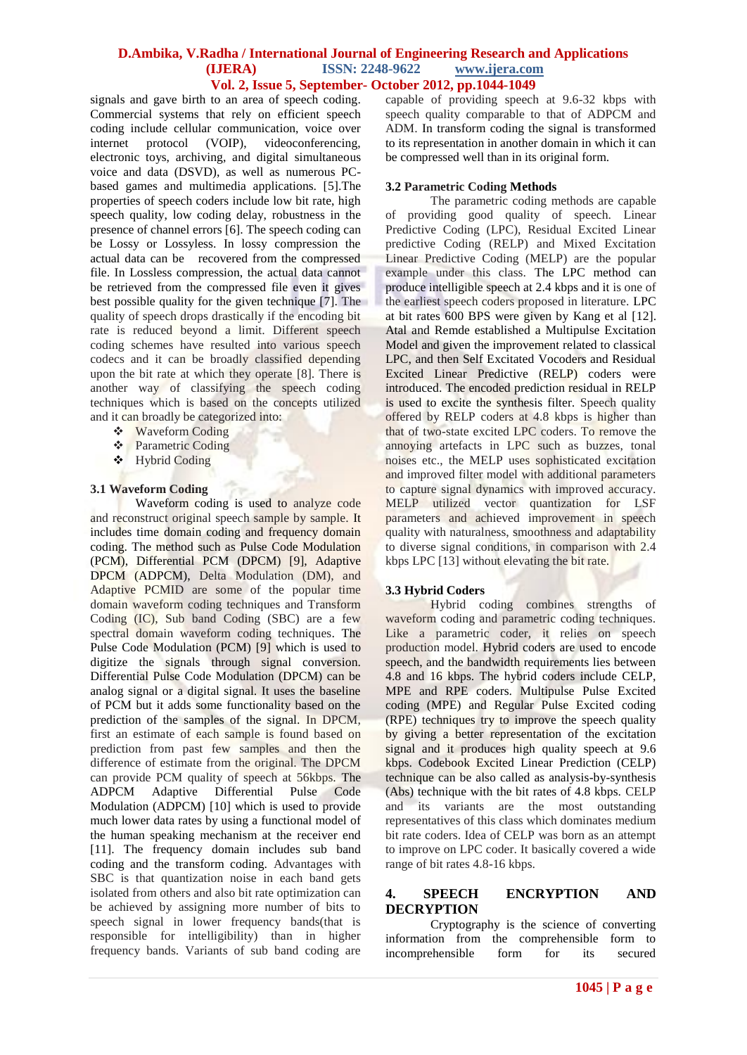signals and gave birth to an area of speech coding. Commercial systems that rely on efficient speech coding include cellular communication, voice over internet protocol (VOIP), videoconferencing, electronic toys, archiving, and digital simultaneous voice and data (DSVD), as well as numerous PC-based games and multimedia applications. [5].The properties of speech coders include low bit rate, high speech quality, low coding delay, robustness in the presence of channel errors [6]. The speech coding can be Lossy or Lossyless. In lossy compression the actual data can be recovered from the compressed file. In Lossless compression, the actual data cannot be retrieved from the compressed file even it gives best possible quality for the given technique [7]. The quality of speech drops drastically if the encoding bit rate is reduced beyond a limit. Different speech coding schemes have resulted into various speech codecs and it can be broadly classified depending upon the bit rate at which they operate [8]. There is another way of classifying the speech coding techniques which is based on the concepts utilized and it can broadly be categorized into:

- Waveform Coding
- Parametric Coding
- Hybrid Coding

### 3.1 Waveform Coding

Waveform coding is used to analyze code and reconstruct original speech sample by sample. It includes time domain coding and frequency domain coding. The method such as Pulse Code Modulation (PCM), Differential PCM (DPCM) [9], Adaptive DPCM (ADPCM), Delta Modulation (DM), and Adaptive PCMID are some of the popular time domain waveform coding techniques and Transform Coding (IC), Sub band Coding (SBC) are a few spectral domain waveform coding techniques. The Pulse Code Modulation (PCM) [9] which is used to digitize the signals through signal conversion. Differential Pulse Code Modulation (DPCM) can be analog signal or a digital signal. It uses the baseline of PCM but it adds some functionality based on the prediction of the samples of the signal. In DPCM, first an estimate of each sample is found based on prediction from past few samples and then the difference of estimate from the original. The DPCM can provide PCM quality of speech at 56kbps. The ADPCM Adaptive Differential Pulse Code Modulation (ADPCM) [10] which is used to provide much lower data rates by using a functional model of the human speaking mechanism at the receiver end [11]. The frequency domain includes sub band coding and the transform coding. Advantages with SBC is that quantization noise in each band gets isolated from others and also bit rate optimization can be achieved by assigning more number of bits to speech signal in lower frequency bands(that is responsible for intelligibility) than in higher frequency bands. Variants of sub band coding are capable of providing speech at 9.6-32 kbps with speech quality comparable to that of ADPCM and ADM. In transform coding the signal is transformed to its representation in another domain in which it can be compressed well than in its original form.

### 3.2 Parametric Coding Methods

The parametric coding methods are capable of providing good quality of speech. Linear Predictive Coding (LPC), Residual Excited Linear predictive Coding (RELP) and Mixed Excitation Linear Predictive Coding (MELP) are the popular example under this class. The LPC method can produce intelligible speech at 2.4 kbps and it is one of the earliest speech coders proposed in literature. LPC at bit rates 600 BPS were given by Kang et al [12]. Atal and Remde established a Multipulse Excitation Model and given the improvement related to classical LPC, and then Self Excitated Vocoders and Residual Excited Linear Predictive (RELP) coders were introduced. The encoded prediction residual in RELP is used to excite the synthesis filter. Speech quality offered by RELP coders at 4.8 kbps is higher than that of two-state excited LPC coders. To remove the annoying artefacts in LPC such as buzzes, tonal noises etc., the MELP uses sophisticated excitation and improved filter model with additional parameters to capture signal dynamics with improved accuracy. MELP utilized vector quantization for LSF parameters and achieved improvement in speech quality with naturalness, smoothness and adaptability to diverse signal conditions, in comparison with 2.4 kbps LPC [13] without elevating the bit rate.

### 3.3 Hybrid Coders

Hybrid coding combines strengths of waveform coding and parametric coding techniques. Like a parametric coder, it relies on speech production model. Hybrid coders are used to encode speech, and the bandwidth requirements lies between 4.8 and 16 kbps. The hybrid coders include CELP, MPE and RPE coders. Multipulse Pulse Excited coding (MPE) and Regular Pulse Excited coding (RPE) techniques try to improve the speech quality by giving a better representation of the excitation signal and it produces high quality speech at 9.6 kbps. Codebook Excited Linear Prediction (CELP) technique can be also called as analysis-by-synthesis (Abs) technique with the bit rates of 4.8 kbps. CELP and its variants are the most outstanding representatives of this class which dominates medium bit rate coders. Idea of CELP was born as an attempt to improve on LPC coder. It basically covered a wide range of bit rates 4.8-16 kbps.

## 4. SPEECH ENCRYPTION AND DECRYPTION

Cryptography is the science of converting information from the comprehensible form to incomprehensible form for its secured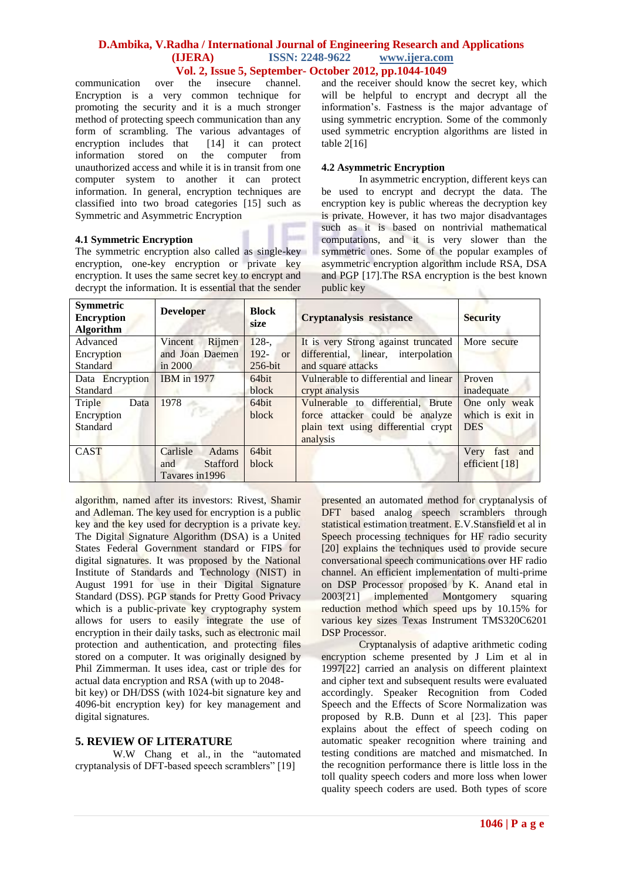communication over the insecure channel. Encryption is a very common technique for promoting the security and it is a much stronger method of protecting speech communication than any form of scrambling. The various advantages of encryption includes that [14] it can protect information stored on the computer from unauthorized access and while it is in transit from one computer system to another it can protect information. In general, encryption techniques are classified into two broad categories [15] such as Symmetric and Asymmetric Encryption

### 4.1 Symmetric Encryption

The symmetric encryption also called as single-key encryption, one-key encryption or private key encryption. It uses the same secret key to encrypt and decrypt the information. It is essential that the sender and the receiver should know the secret key, which will be helpful to encrypt and decrypt all the information's. Fastness is the major advantage of using symmetric encryption. Some of the commonly used symmetric encryption algorithms are listed in table 2[16]

### 4.2 Asymmetric Encryption

In asymmetric encryption, different keys can be used to encrypt and decrypt the data. The encryption key is public whereas the decryption key is private. However, it has two major disadvantages such as it is based on nontrivial mathematical computations, and it is very slower than the symmetric ones. Some of the popular examples of asymmetric encryption algorithm include RSA, DSA and PGP [17].The RSA encryption is the best known public key

| Symmetric Encryption Algorithm | Developer | Block size | Cryptanalysis resistance | Security |
|---|---|---|---|---|
| Advanced Encryption Standard | Vincent Rijmen and Joan Daemen in 2000 | 128-, 192- or 256-bit | It is very Strong against truncated differential, linear, interpolation and square attacks | More secure |
| Data Encryption Standard | IBM in 1977 | 64bit block | Vulnerable to differential and linear crypt analysis | Proven inadequate |
| Triple Data Encryption Standard | 1978 | 64bit block | Vulnerable to differential, Brute force attacker could be analyze plain text using differential crypt analysis | One only weak which is exit in DES |
| CAST | Carlisle Adams and Stafford Tavares in1996 | 64bit block | | Very fast and efficient [18] |

algorithm, named after its investors: Rivest, Shamir and Adleman. The key used for encryption is a public key and the key used for decryption is a private key. The Digital Signature Algorithm (DSA) is a United States Federal Government standard or FIPS for digital signatures. It was proposed by the National Institute of Standards and Technology (NIST) in August 1991 for use in their Digital Signature Standard (DSS). PGP stands for Pretty Good Privacy which is a public-private key cryptography system allows for users to easily integrate the use of encryption in their daily tasks, such as electronic mail protection and authentication, and protecting files stored on a computer. It was originally designed by Phil Zimmerman. It uses idea, cast or triple des for actual data encryption and RSA (with up to 2048-bit key) or DH/DSS (with 1024-bit signature key and 4096-bit encryption key) for key management and digital signatures.

## 5. REVIEW OF LITERATURE

W.W Chang et al., in the "automated cryptanalysis of DFT-based speech scramblers" [19] presented an automated method for cryptanalysis of DFT based analog speech scramblers through statistical estimation treatment. E.V.Stansfield et al in Speech processing techniques for HF radio security [20] explains the techniques used to provide secure conversational speech communications over HF radio channel. An efficient implementation of multi-prime on DSP Processor proposed by K. Anand etal in 2003[21] implemented Montgomery squaring reduction method which speed ups by 10.15% for various key sizes Texas Instrument TMS320C6201 DSP Processor.

Cryptanalysis of adaptive arithmetic coding encryption scheme presented by J Lim et al in 1997[22] carried an analysis on different plaintext and cipher text and subsequent results were evaluated accordingly. Speaker Recognition from Coded Speech and the Effects of Score Normalization was proposed by R.B. Dunn et al [23]. This paper explains about the effect of speech coding on automatic speaker recognition where training and testing conditions are matched and mismatched. In the recognition performance there is little loss in the toll quality speech coders and more loss when lower quality speech coders are used. Both types of score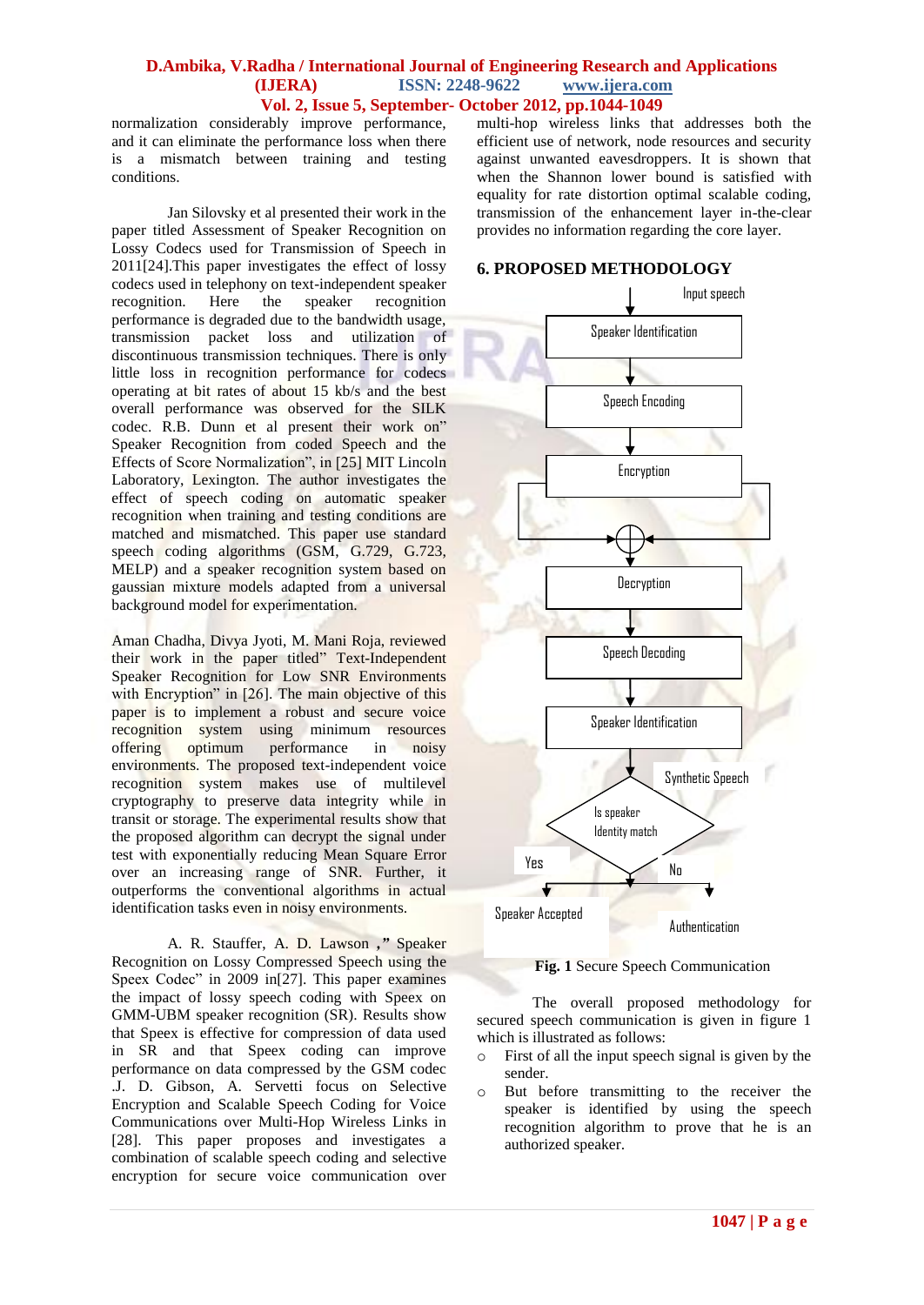normalization considerably improve performance, and it can eliminate the performance loss when there is a mismatch between training and testing conditions.

Jan Silovsky et al presented their work in the paper titled Assessment of Speaker Recognition on Lossy Codecs used for Transmission of Speech in 2011[24].This paper investigates the effect of lossy codecs used in telephony on text-independent speaker recognition. Here the speaker recognition performance is degraded due to the bandwidth usage, transmission packet loss and utilization of discontinuous transmission techniques. There is only little loss in recognition performance for codecs operating at bit rates of about 15 kb/s and the best overall performance was observed for the SILK codec. R.B. Dunn et al present their work on" Speaker Recognition from coded Speech and the Effects of Score Normalization", in [25] MIT Lincoln Laboratory, Lexington. The author investigates the effect of speech coding on automatic speaker recognition when training and testing conditions are matched and mismatched. This paper use standard speech coding algorithms (GSM, G.729, G.723, MELP) and a speaker recognition system based on gaussian mixture models adapted from a universal background model for experimentation.

Aman Chadha, Divya Jyoti, M. Mani Roja, reviewed their work in the paper titled" Text-Independent Speaker Recognition for Low SNR Environments with Encryption" in [26]. The main objective of this paper is to implement a robust and secure voice recognition system using minimum resources offering optimum performance in noisy environments. The proposed text-independent voice recognition system makes use of multilevel cryptography to preserve data integrity while in transit or storage. The experimental results show that the proposed algorithm can decrypt the signal under test with exponentially reducing Mean Square Error over an increasing range of SNR. Further, it outperforms the conventional algorithms in actual identification tasks even in noisy environments.

A. R. Stauffer, A. D. Lawson **,"** Speaker Recognition on Lossy Compressed Speech using the Speex Codec" in 2009 in[27]. This paper examines the impact of lossy speech coding with Speex on GMM-UBM speaker recognition (SR). Results show that Speex is effective for compression of data used in SR and that Speex coding can improve performance on data compressed by the GSM codec .J. D. Gibson, A. Servetti focus on Selective Encryption and Scalable Speech Coding for Voice Communications over Multi-Hop Wireless Links in [28]. This paper proposes and investigates a combination of scalable speech coding and selective encryption for secure voice communication over multi-hop wireless links that addresses both the efficient use of network, node resources and security against unwanted eavesdroppers. It is shown that when the Shannon lower bound is satisfied with equality for rate distortion optimal scalable coding, transmission of the enhancement layer in-the-clear provides no information regarding the core layer.

## 6. PROPOSED METHODOLOGY

Input speech → Speaker Identification → Speech Encoding → Encryption → ⊕ → Decryption → Speech Decoding → Speaker Identification → Is speaker Identity match (Synthetic Speech) → Yes: Speaker Accepted / No: Authentication

**Fig. 1** Secure Speech Communication

The overall proposed methodology for secured speech communication is given in figure 1 which is illustrated as follows:

- First of all the input speech signal is given by the sender.
- But before transmitting to the receiver the speaker is identified by using the speech recognition algorithm to prove that he is an authorized speaker.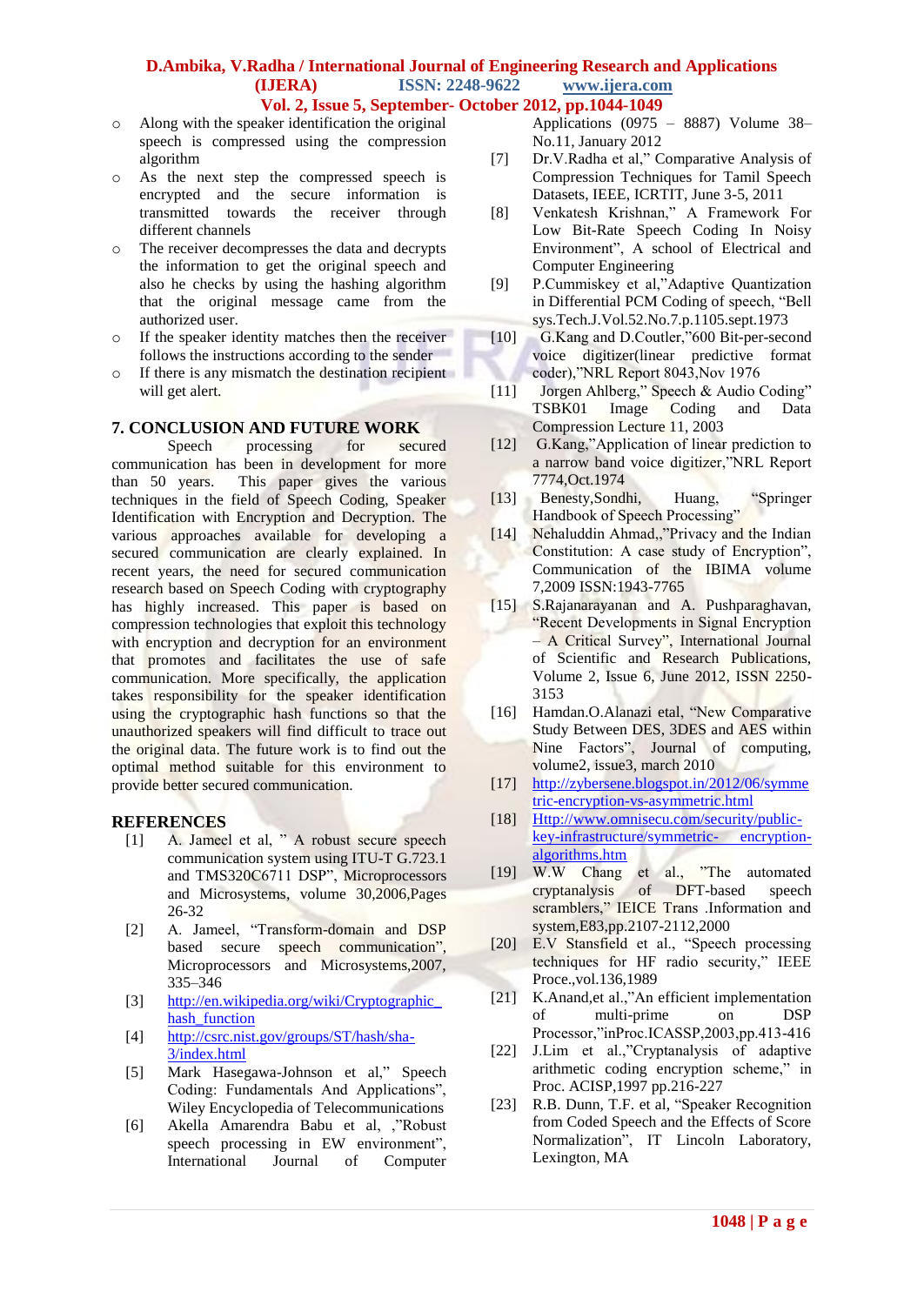- Along with the speaker identification the original speech is compressed using the compression algorithm
- As the next step the compressed speech is encrypted and the secure information is transmitted towards the receiver through different channels
- The receiver decompresses the data and decrypts the information to get the original speech and also he checks by using the hashing algorithm that the original message came from the authorized user.
- If the speaker identity matches then the receiver follows the instructions according to the sender
- If there is any mismatch the destination recipient will get alert.

## 7. CONCLUSION AND FUTURE WORK

Speech processing for secured communication has been in development for more than 50 years. This paper gives the various techniques in the field of Speech Coding, Speaker Identification with Encryption and Decryption. The various approaches available for developing a secured communication are clearly explained. In recent years, the need for secured communication research based on Speech Coding with cryptography has highly increased. This paper is based on compression technologies that exploit this technology with encryption and decryption for an environment that promotes and facilitates the use of safe communication. More specifically, the application takes responsibility for the speaker identification using the cryptographic hash functions so that the unauthorized speakers will find difficult to trace out the original data. The future work is to find out the optimal method suitable for this environment to provide better secured communication.

## REFERENCES

[1] A. Jameel et al, " A robust secure speech communication system using ITU-T G.723.1 and TMS320C6711 DSP", Microprocessors and Microsystems, volume 30,2006,Pages 26-32

[2] A. Jameel, "Transform-domain and DSP based secure speech communication", Microprocessors and Microsystems,2007, 335–346

[3] http://en.wikipedia.org/wiki/Cryptographic_hash_function

[4] http://csrc.nist.gov/groups/ST/hash/sha-3/index.html

[5] Mark Hasegawa-Johnson et al," Speech Coding: Fundamentals And Applications", Wiley Encyclopedia of Telecommunications

[6] Akella Amarendra Babu et al, ,"Robust speech processing in EW environment", International Journal of Computer Applications (0975 – 8887) Volume 38– No.11, January 2012

[7] Dr.V.Radha et al," Comparative Analysis of Compression Techniques for Tamil Speech Datasets, IEEE, ICRTIT, June 3-5, 2011

[8] Venkatesh Krishnan," A Framework For Low Bit-Rate Speech Coding In Noisy Environment", A school of Electrical and Computer Engineering

[9] P.Cummiskey et al,"Adaptive Quantization in Differential PCM Coding of speech, "Bell sys.Tech.J.Vol.52.No.7.p.1105.sept.1973

[10] G.Kang and D.Coutler,"600 Bit-per-second voice digitizer(linear predictive format coder),"NRL Report 8043,Nov 1976

[11] Jorgen Ahlberg," Speech & Audio Coding" TSBK01 Image Coding and Data Compression Lecture 11, 2003

[12] G.Kang,"Application of linear prediction to a narrow band voice digitizer,"NRL Report 7774,Oct.1974

[13] Benesty,Sondhi, Huang, "Springer Handbook of Speech Processing"

[14] Nehaluddin Ahmad,,"Privacy and the Indian Constitution: A case study of Encryption", Communication of the IBIMA volume 7,2009 ISSN:1943-7765

[15] S.Rajanarayanan and A. Pushparaghavan, "Recent Developments in Signal Encryption – A Critical Survey", International Journal of Scientific and Research Publications, Volume 2, Issue 6, June 2012, ISSN 2250-3153

[16] Hamdan.O.Alanazi etal, "New Comparative Study Between DES, 3DES and AES within Nine Factors", Journal of computing, volume2, issue3, march 2010

[17] http://zybersene.blogspot.in/2012/06/symmetric-encryption-vs-asymmetric.html

[18] Http://www.omnisecu.com/security/public-key-infrastructure/symmetric- encryption-algorithms.htm

[19] W.W Chang et al., "The automated cryptanalysis of DFT-based speech scramblers," IEICE Trans .Information and system,E83,pp.2107-2112,2000

[20] E.V Stansfield et al., "Speech processing techniques for HF radio security," IEEE Proce.,vol.136,1989

[21] K.Anand,et al.,"An efficient implementation of multi-prime on DSP Processor,"inProc.ICASSP,2003,pp.413-416

[22] J.Lim et al.,"Cryptanalysis of adaptive arithmetic coding encryption scheme," in Proc. ACISP,1997 pp.216-227

[23] R.B. Dunn, T.F. et al, "Speaker Recognition from Coded Speech and the Effects of Score Normalization", IT Lincoln Laboratory, Lexington, MA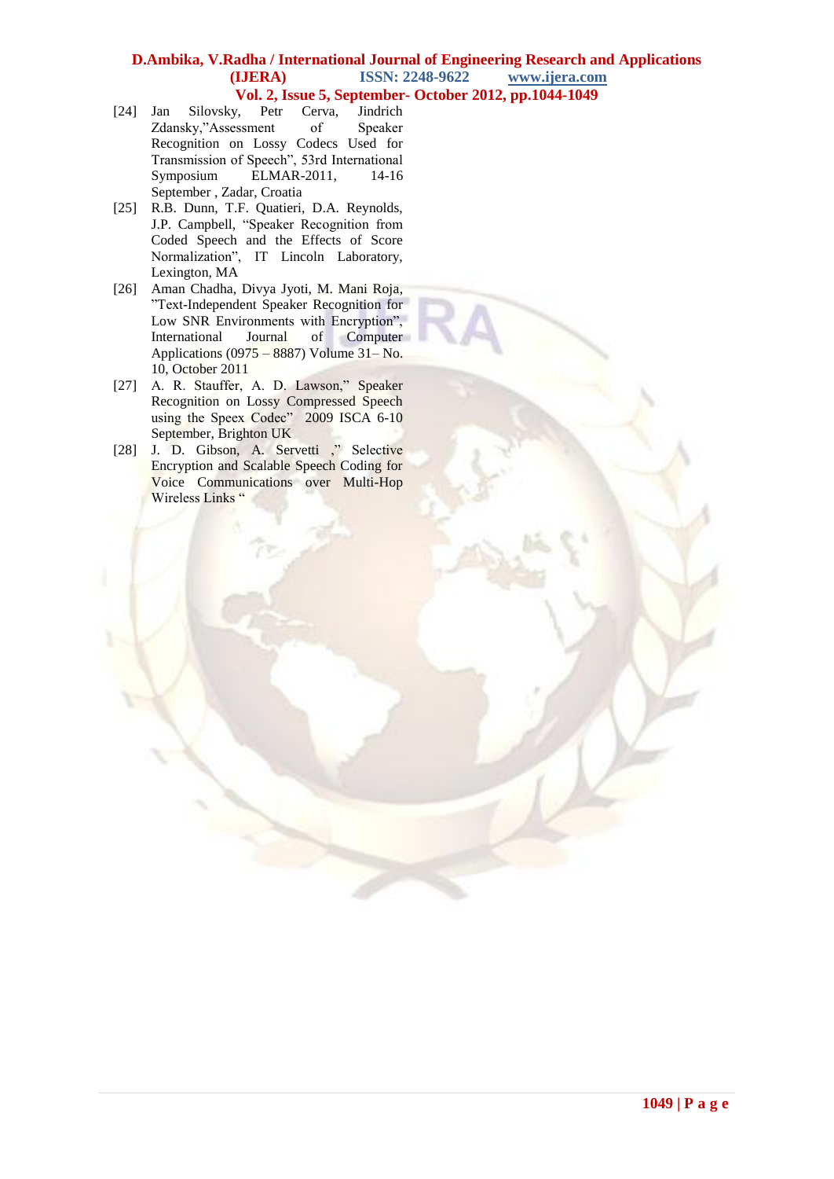[24] Jan Silovsky, Petr Cerva, Jindrich Zdansky,"Assessment of Speaker Recognition on Lossy Codecs Used for Transmission of Speech", 53rd International Symposium ELMAR-2011, 14-16 September , Zadar, Croatia

[25] R.B. Dunn, T.F. Quatieri, D.A. Reynolds, J.P. Campbell, "Speaker Recognition from Coded Speech and the Effects of Score Normalization", IT Lincoln Laboratory, Lexington, MA

[26] Aman Chadha, Divya Jyoti, M. Mani Roja, "Text-Independent Speaker Recognition for Low SNR Environments with Encryption", International Journal of Computer Applications (0975 – 8887) Volume 31– No. 10, October 2011

[27] A. R. Stauffer, A. D. Lawson," Speaker Recognition on Lossy Compressed Speech using the Speex Codec" 2009 ISCA 6-10 September, Brighton UK

[28] J. D. Gibson, A. Servetti ," Selective Encryption and Scalable Speech Coding for Voice Communications over Multi-Hop Wireless Links "